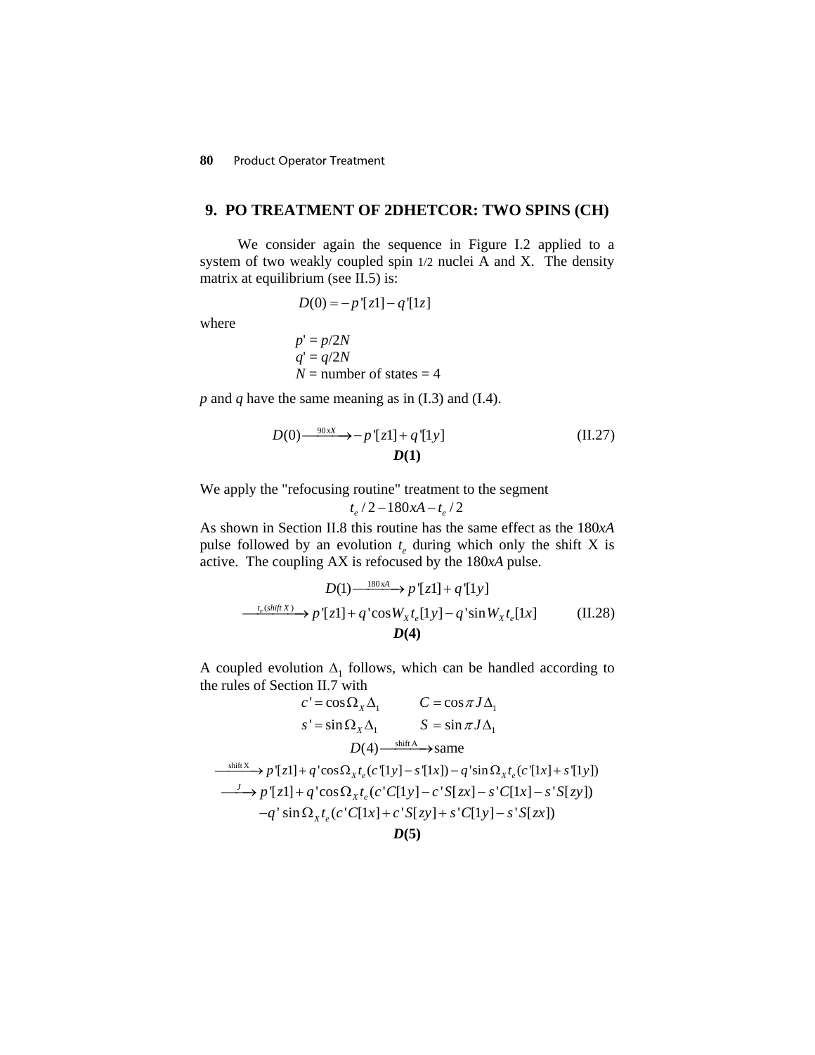## 9. PO TREATMENT OF 2DHETCOR: TWO SPINS (CH)

We consider again the sequence in Figure I.2 applied to a system of two weakly coupled spin 1/2 nuclei A and X. The density matrix at equilibrium (see II.5) is:

$$D(0) = -p'[z1] - q'[1z]$$

where

$p' = p/2N$
$q' = q/2N$
$N$ = number of states = 4

$p$ and $q$ have the same meaning as in (I.3) and (I.4).

$$D(0) \xrightarrow{90xX} \underset{\boldsymbol{D(1)}}{-p'[z1] + q'[1y]} \tag{II.27}$$

We apply the "refocusing routine" treatment to the segment

$$t_e/2 - 180xA - t_e/2$$

As shown in Section II.8 this routine has the same effect as the $180xA$ pulse followed by an evolution $t_e$ during which only the shift X is active. The coupling AX is refocused by the $180xA$ pulse.

$$D(1) \xrightarrow{180xA} p'[z1] + q'[1y]$$

$$\xrightarrow{t_e(shift\ X)} \underset{\boldsymbol{D(4)}}{p'[z1] + q'\cos W_X t_e[1y] - q'\sin W_X t_e[1x]} \tag{II.28}$$

A coupled evolution $\Delta_1$ follows, which can be handled according to the rules of Section II.7 with

$$c' = \cos\Omega_X\Delta_1 \qquad C = \cos\pi J\Delta_1$$

$$s' = \sin\Omega_X\Delta_1 \qquad S = \sin\pi J\Delta_1$$

$$D(4) \xrightarrow{\text{shift A}} \text{same}$$

$$\xrightarrow{\text{shift X}} p'[z1] + q'\cos\Omega_X t_e(c'[1y] - s'[1x]) - q'\sin\Omega_X t_e(c'[1x] + s'[1y])$$

$$\xrightarrow{J} p'[z1] + q'\cos\Omega_X t_e(c'C[1y] - c'S[zx] - s'C[1x] - s'S[zy])$$

$$-q'\sin\Omega_X t_e(c'C[1x] + c'S[zy] + s'C[1y] - s'S[zx])$$

$$\boldsymbol{D(5)}$$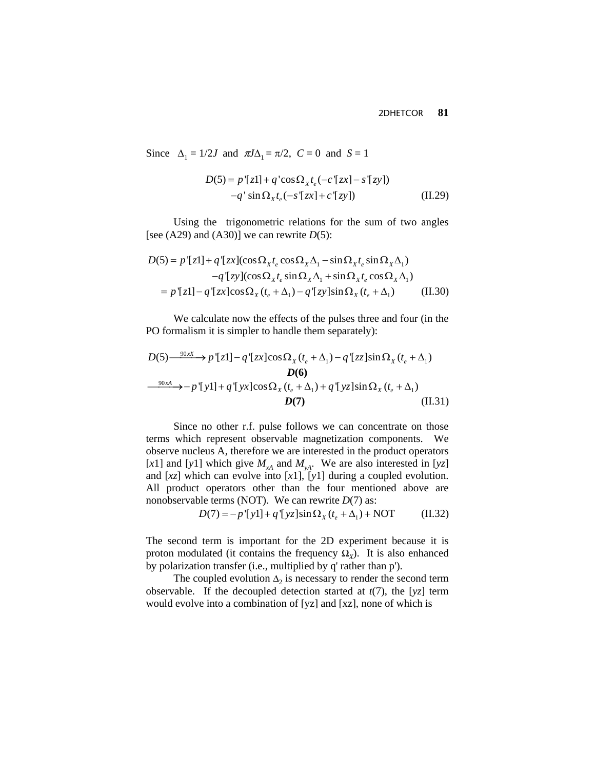Since $\Delta_1 = 1/2J$ and $\pi J \Delta_1 = \pi/2$, $C = 0$ and $S = 1$

$$D(5) = p'[z1] + q'\cos\Omega_X t_e(-c'[zx] - s'[zy]) \\ -q'\sin\Omega_X t_e(-s'[zx] + c'[zy]) \qquad \text{(II.29)}$$

Using the trigonometric relations for the sum of two angles [see (A29) and (A30)] we can rewrite $D(5)$:

$$\begin{aligned} D(5) &= p'[z1] + q'[zx](\cos\Omega_X t_e \cos\Omega_X \Delta_1 - \sin\Omega_X t_e \sin\Omega_X \Delta_1) \\ &\quad - q'[zy](\cos\Omega_X t_e \sin\Omega_X \Delta_1 + \sin\Omega_X t_e \cos\Omega_X \Delta_1) \\ &= p'[z1] - q'[zx]\cos\Omega_X (t_e + \Delta_1) - q'[zy]\sin\Omega_X (t_e + \Delta_1) \qquad \text{(II.30)} \end{aligned}$$

We calculate now the effects of the pulses three and four (in the PO formalism it is simpler to handle them separately):

$$\begin{aligned} D(5) &\xrightarrow{90xX} \underbrace{p'[z1] - q'[zx]\cos\Omega_X (t_e + \Delta_1) - q'[zz]\sin\Omega_X (t_e + \Delta_1)}_{\boldsymbol{D(6)}} \\ &\xrightarrow{90xA} \underbrace{-p'[y1] + q'[yx]\cos\Omega_X (t_e + \Delta_1) + q'[yz]\sin\Omega_X (t_e + \Delta_1)}_{\boldsymbol{D(7)}} \qquad \text{(II.31)} \end{aligned}$$

Since no other r.f. pulse follows we can concentrate on those terms which represent observable magnetization components. We observe nucleus A, therefore we are interested in the product operators [$x$1] and [$y$1] which give $M_{xA}$ and $M_{yA}$. We are also interested in [$yz$] and [$xz$] which can evolve into [$x$1], [$y$1] during a coupled evolution. All product operators other than the four mentioned above are nonobservable terms (NOT). We can rewrite $D(7)$ as:

$$D(7) = -p'[y1] + q'[yz]\sin\Omega_X (t_e + \Delta_1) + \text{NOT} \qquad \text{(II.32)}$$

The second term is important for the 2D experiment because it is proton modulated (it contains the frequency $\Omega_X$). It is also enhanced by polarization transfer (i.e., multiplied by q' rather than p').

The coupled evolution $\Delta_2$ is necessary to render the second term observable. If the decoupled detection started at $t(7)$, the [$yz$] term would evolve into a combination of [yz] and [xz], none of which is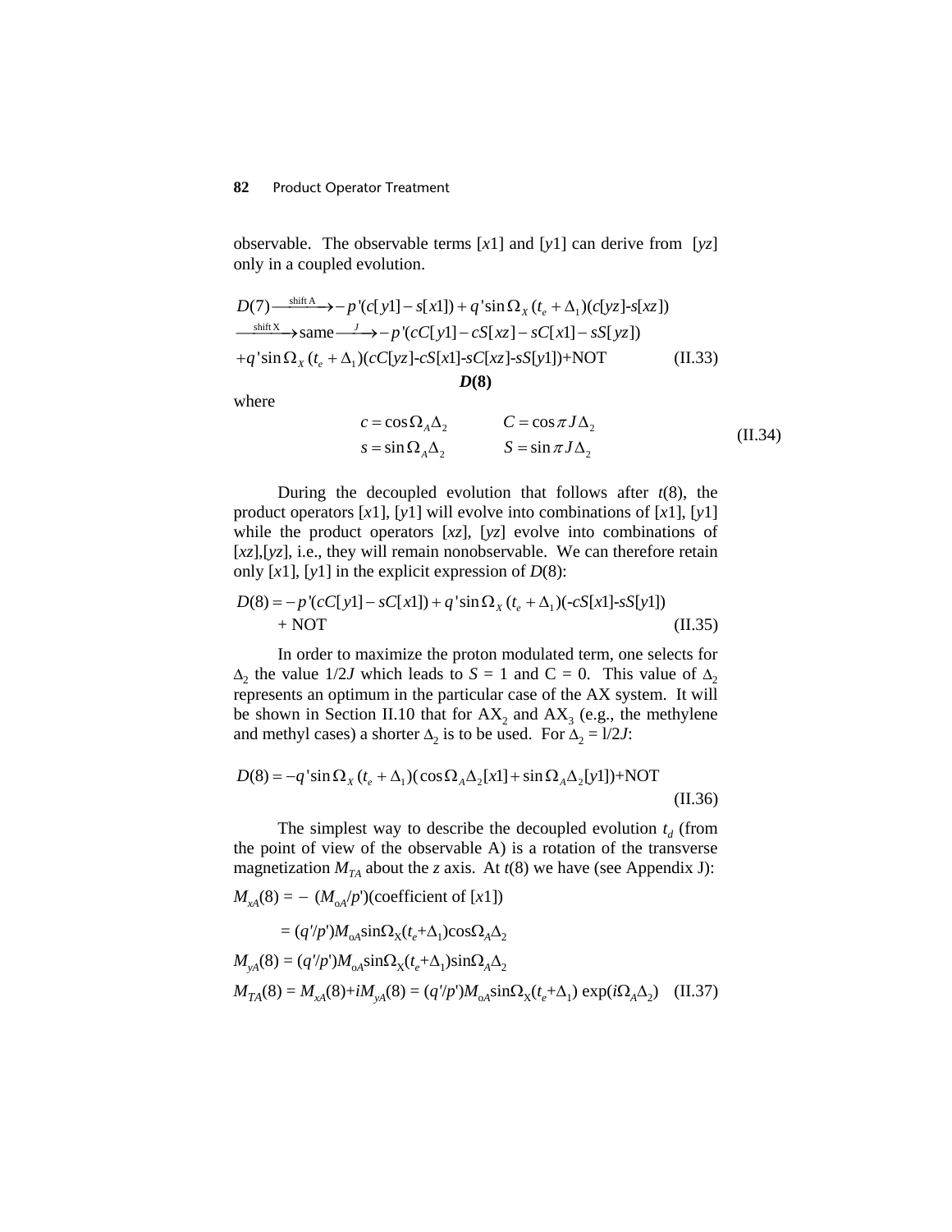observable. The observable terms [x1] and [y1] can derive from [yz] only in a coupled evolution.

$$D(7) \xrightarrow{\text{shift A}} -p'(c[y1]-s[x1]) + q'\sin\Omega_X(t_e+\Delta_1)(c[yz]\text{-}s[xz])$$
$$\xrightarrow{\text{shift X}} \text{same} \xrightarrow{J} -p'(cC[y1]-cS[xz]-sC[x1]-sS[yz])$$
$$+q'\sin\Omega_X(t_e+\Delta_1)(cC[yz]\text{-}cS[x1]\text{-}sC[xz]\text{-}sS[y1])\text{+NOT} \qquad \text{(II.33)}$$

**$D(8)$**

where

$$c = \cos\Omega_A\Delta_2 \qquad C = \cos\pi J\Delta_2$$
$$s = \sin\Omega_A\Delta_2 \qquad S = \sin\pi J\Delta_2 \qquad \text{(II.34)}$$

During the decoupled evolution that follows after $t(8)$, the product operators [x1], [y1] will evolve into combinations of [x1], [y1] while the product operators [xz], [yz] evolve into combinations of [xz],[yz], i.e., they will remain nonobservable. We can therefore retain only [x1], [y1] in the explicit expression of $D(8)$:

$$D(8) = -p'(cC[y1]-sC[x1]) + q'\sin\Omega_X(t_e+\Delta_1)(\text{-}cS[x1]\text{-}sS[y1])$$
$$+ \text{NOT} \qquad \text{(II.35)}$$

In order to maximize the proton modulated term, one selects for $\Delta_2$ the value $1/2J$ which leads to $S = 1$ and $C = 0$. This value of $\Delta_2$ represents an optimum in the particular case of the AX system. It will be shown in Section II.10 that for $AX_2$ and $AX_3$ (e.g., the methylene and methyl cases) a shorter $\Delta_2$ is to be used. For $\Delta_2 = 1/2J$:

$$D(8) = -q'\sin\Omega_X(t_e+\Delta_1)(\cos\Omega_A\Delta_2[x1] + \sin\Omega_A\Delta_2[y1])\text{+NOT} \qquad \text{(II.36)}$$

The simplest way to describe the decoupled evolution $t_d$ (from the point of view of the observable A) is a rotation of the transverse magnetization $M_{TA}$ about the $z$ axis. At $t(8)$ we have (see Appendix J):

$M_{xA}(8) = -(M_{oA}/p')$(coefficient of [x1])

$= (q'/p')M_{oA}\sin\Omega_X(t_e+\Delta_1)\cos\Omega_A\Delta_2$

$M_{yA}(8) = (q'/p')M_{oA}\sin\Omega_X(t_e+\Delta_1)\sin\Omega_A\Delta_2$

$M_{TA}(8) = M_{xA}(8)+iM_{yA}(8) = (q'/p')M_{oA}\sin\Omega_X(t_e+\Delta_1)\exp(i\Omega_A\Delta_2)$ (II.37)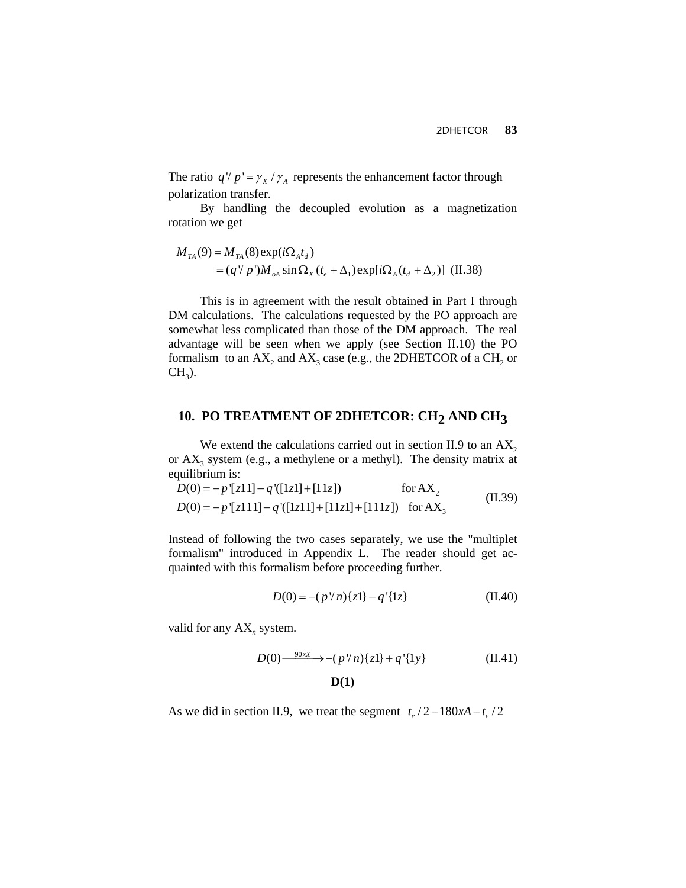The ratio $q'/p' = \gamma_X / \gamma_A$ represents the enhancement factor through polarization transfer.

By handling the decoupled evolution as a magnetization rotation we get

$$
\begin{aligned}
M_{TA}(9) &= M_{TA}(8)\exp(i\Omega_A t_d) \\
&= (q'/p')M_{oA}\sin\Omega_X(t_e+\Delta_1)\exp[i\Omega_A(t_d+\Delta_2)] \quad \text{(II.38)}
\end{aligned}
$$

This is in agreement with the result obtained in Part I through DM calculations. The calculations requested by the PO approach are somewhat less complicated than those of the DM approach. The real advantage will be seen when we apply (see Section II.10) the PO formalism to an $AX_2$ and $AX_3$ case (e.g., the 2DHETCOR of a $CH_2$ or $CH_3$).

## 10. PO TREATMENT OF 2DHETCOR: $CH_2$ AND $CH_3$

We extend the calculations carried out in section II.9 to an $AX_2$ or $AX_3$ system (e.g., a methylene or a methyl). The density matrix at equilibrium is:

$$
\begin{aligned}
D(0) &= -p'[z11] - q'([1z1]+[11z]) \qquad &\text{for } AX_2 \\
D(0) &= -p'[z111] - q'([1z11]+[11z1]+[111z]) \qquad &\text{for } AX_3
\end{aligned}
\quad \text{(II.39)}
$$

Instead of following the two cases separately, we use the "multiplet formalism" introduced in Appendix L. The reader should get acquainted with this formalism before proceeding further.

$$
D(0) = -(p'/n)\{z1\} - q'\{1z\} \quad \text{(II.40)}
$$

valid for any $AX_n$ system.

$$
D(0) \xrightarrow{90xX} -(p'/n)\{z1\} + q'\{1y\} \quad \text{(II.41)}
$$

**D(1)**

As we did in section II.9, we treat the segment $t_e/2 - 180xA - t_e/2$